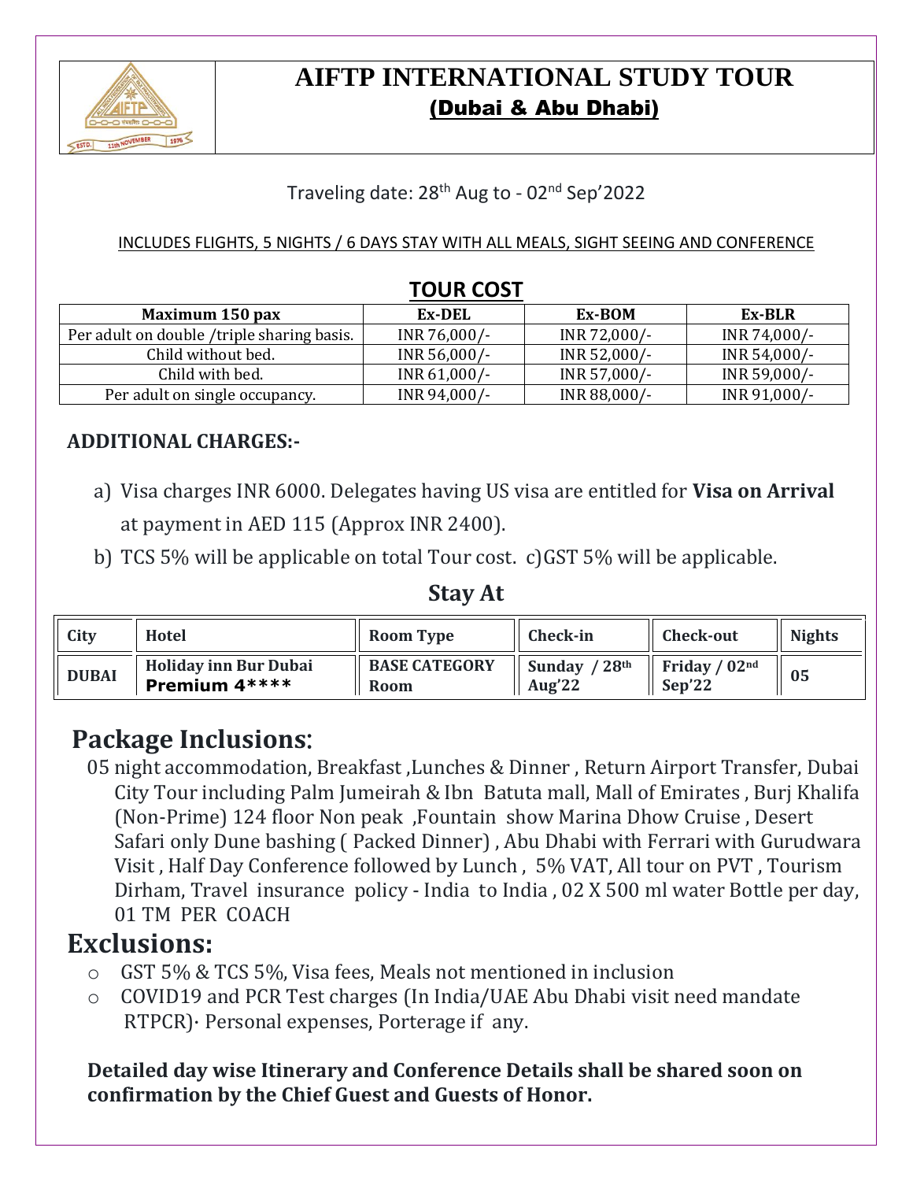# AIFTP INTERNATIONAL STUDY TOUR

## (Dubai & Abu Dhabi)

Traveling date: 28th Aug to - 02nd Sep'2022

INCLUDES FLIGHTS, 5 NIGHTS / 6 DAYS STAY WITH ALL MEALS, SIGHT SEEING AND CONFERENCE

## TOUR COST

| Maximum 150 pax | Ex-DEL | Ex-BOM | Ex-BLR |
|---|---|---|---|
| Per adult on double /triple sharing basis. | INR 76,000/- | INR 72,000/- | INR 74,000/- |
| Child without bed. | INR 56,000/- | INR 52,000/- | INR 54,000/- |
| Child with bed. | INR 61,000/- | INR 57,000/- | INR 59,000/- |
| Per adult on single occupancy. | INR 94,000/- | INR 88,000/- | INR 91,000/- |

### ADDITIONAL CHARGES:-

a) Visa charges INR 6000. Delegates having US visa are entitled for **Visa on Arrival** at payment in AED 115 (Approx INR 2400).

b) TCS 5% will be applicable on total Tour cost. c)GST 5% will be applicable.

## Stay At

| City | Hotel | Room Type | Check-in | Check-out | Nights |
|---|---|---|---|---|---|
| **DUBAI** | **Holiday inn Bur Dubai Premium 4\*\*\*\*** | **BASE CATEGORY Room** | **Sunday / 28th Aug'22** | **Friday / 02nd Sep'22** | **05** |

## Package Inclusions:

05 night accommodation, Breakfast ,Lunches & Dinner , Return Airport Transfer, Dubai City Tour including Palm Jumeirah & Ibn Batuta mall, Mall of Emirates , Burj Khalifa (Non-Prime) 124 floor Non peak ,Fountain show Marina Dhow Cruise , Desert Safari only Dune bashing ( Packed Dinner) , Abu Dhabi with Ferrari with Gurudwara Visit , Half Day Conference followed by Lunch , 5% VAT, All tour on PVT , Tourism Dirham, Travel insurance policy - India to India , 02 X 500 ml water Bottle per day, 01 TM PER COACH

## Exclusions:

- GST 5% & TCS 5%, Visa fees, Meals not mentioned in inclusion
- COVID19 and PCR Test charges (In India/UAE Abu Dhabi visit need mandate RTPCR)· Personal expenses, Porterage if any.

**Detailed day wise Itinerary and Conference Details shall be shared soon on confirmation by the Chief Guest and Guests of Honor.**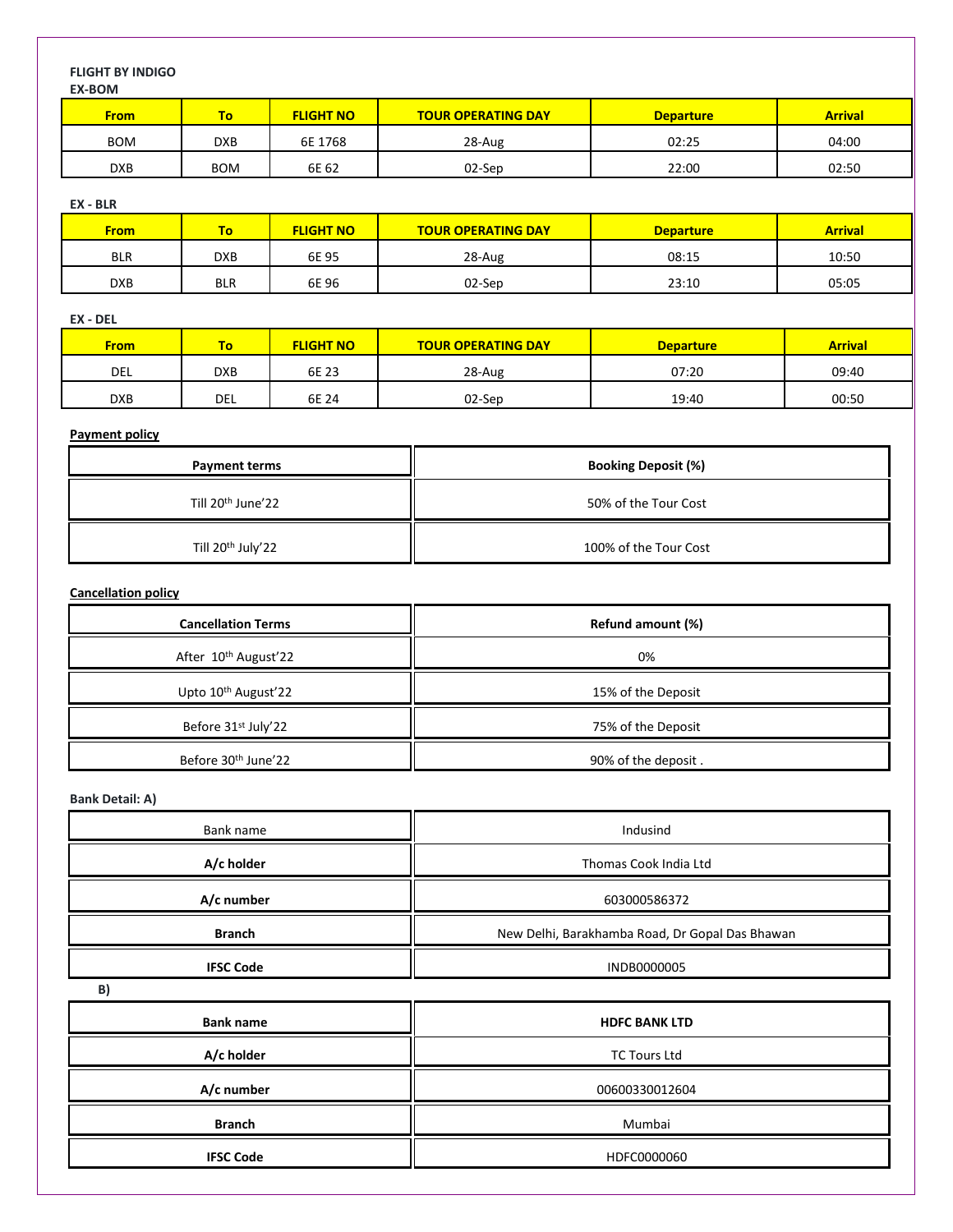**FLIGHT BY INDIGO**

**EX-BOM**

| From | To | FLIGHT NO | TOUR OPERATING DAY | Departure | Arrival |
|---|---|---|---|---|---|
| BOM | DXB | 6E 1768 | 28-Aug | 02:25 | 04:00 |
| DXB | BOM | 6E 62 | 02-Sep | 22:00 | 02:50 |

**EX - BLR**

| From | To | FLIGHT NO | TOUR OPERATING DAY | Departure | Arrival |
|---|---|---|---|---|---|
| BLR | DXB | 6E 95 | 28-Aug | 08:15 | 10:50 |
| DXB | BLR | 6E 96 | 02-Sep | 23:10 | 05:05 |

**EX - DEL**

| From | To | FLIGHT NO | TOUR OPERATING DAY | Departure | Arrival |
|---|---|---|---|---|---|
| DEL | DXB | 6E 23 | 28-Aug | 07:20 | 09:40 |
| DXB | DEL | 6E 24 | 02-Sep | 19:40 | 00:50 |

**Payment policy**

| Payment terms | Booking Deposit (%) |
|---|---|
| Till 20th June'22 | 50% of the Tour Cost |
| Till 20th July'22 | 100% of the Tour Cost |

**Cancellation policy**

| Cancellation Terms | Refund amount (%) |
|---|---|
| After 10th August'22 | 0% |
| Upto 10th August'22 | 15% of the Deposit |
| Before 31st July'22 | 75% of the Deposit |
| Before 30th June'22 | 90% of the deposit . |

**Bank Detail: A)**

| Bank name | Indusind |
|---|---|
| **A/c holder** | Thomas Cook India Ltd |
| **A/c number** | 603000586372 |
| **Branch** | New Delhi, Barakhamba Road, Dr Gopal Das Bhawan |
| **IFSC Code** | INDB0000005 |

**B)**

| **Bank name** | **HDFC BANK LTD** |
|---|---|
| **A/c holder** | TC Tours Ltd |
| **A/c number** | 00600330012604 |
| **Branch** | Mumbai |
| **IFSC Code** | HDFC0000060 |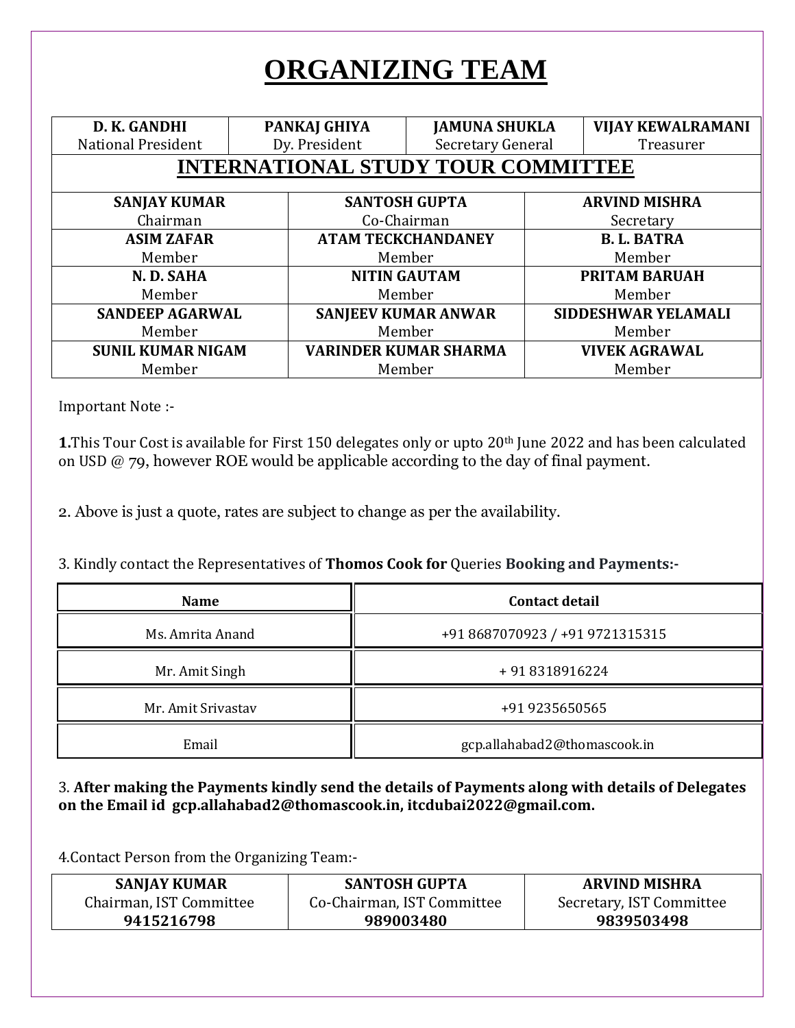# ORGANIZING TEAM

| | | | |
|---|---|---|---|
| **D. K. GANDHI**<br>National President | **PANKAJ GHIYA**<br>Dy. President | **JAMUNA SHUKLA**<br>Secretary General | **VIJAY KEWALRAMANI**<br>Treasurer |

## INTERNATIONAL STUDY TOUR COMMITTEE

| | | |
|---|---|---|
| **SANJAY KUMAR**<br>Chairman | **SANTOSH GUPTA**<br>Co-Chairman | **ARVIND MISHRA**<br>Secretary |
| **ASIM ZAFAR**<br>Member | **ATAM TECKCHANDANEY**<br>Member | **B. L. BATRA**<br>Member |
| **N. D. SAHA**<br>Member | **NITIN GAUTAM**<br>Member | **PRITAM BARUAH**<br>Member |
| **SANDEEP AGARWAL**<br>Member | **SANJEEV KUMAR ANWAR**<br>Member | **SIDDESHWAR YELAMALI**<br>Member |
| **SUNIL KUMAR NIGAM**<br>Member | **VARINDER KUMAR SHARMA**<br>Member | **VIVEK AGRAWAL**<br>Member |

Important Note :-

**1.**This Tour Cost is available for First 150 delegates only or upto 20th June 2022 and has been calculated on USD @ 79, however ROE would be applicable according to the day of final payment.

2. Above is just a quote, rates are subject to change as per the availability.

3. Kindly contact the Representatives of **Thomos Cook for** Queries **Booking and Payments:-**

| Name | Contact detail |
|---|---|
| Ms. Amrita Anand | +91 8687070923 / +91 9721315315 |
| Mr. Amit Singh | + 91 8318916224 |
| Mr. Amit Srivastav | +91 9235650565 |
| Email | gcp.allahabad2@thomascook.in |

3. **After making the Payments kindly send the details of Payments along with details of Delegates on the Email id gcp.allahabad2@thomascook.in, itcdubai2022@gmail.com.**

4.Contact Person from the Organizing Team:-

| | | |
|---|---|---|
| **SANJAY KUMAR**<br>Chairman, IST Committee<br>**9415216798** | **SANTOSH GUPTA**<br>Co-Chairman, IST Committee<br>**989003480** | **ARVIND MISHRA**<br>Secretary, IST Committee<br>**9839503498** |